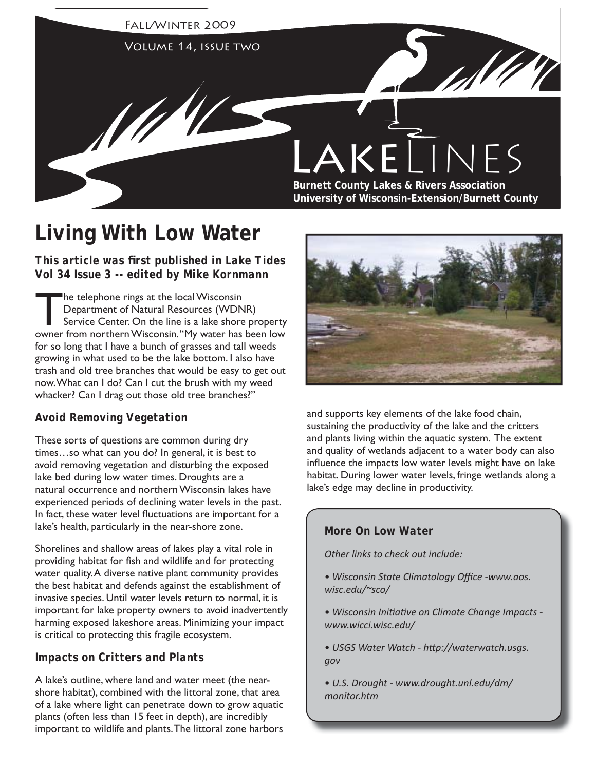Fall/Winter 2009

Volume 14, issue two

# LakeLines

**Burnett County Lakes & Rivers Association**
**University of Wisconsin-Extension/Burnett County**

## Living With Low Water

***This article was first published in Lake Tides Vol 34 Issue 3 -- edited by Mike Kornmann***

The telephone rings at the local Wisconsin Department of Natural Resources (WDNR) Service Center. On the line is a lake shore property owner from northern Wisconsin. "My water has been low for so long that I have a bunch of grasses and tall weeds growing in what used to be the lake bottom. I also have trash and old tree branches that would be easy to get out now. What can I do? Can I cut the brush with my weed whacker? Can I drag out those old tree branches?"

### Avoid Removing Vegetation

These sorts of questions are common during dry times…so what can you do? In general, it is best to avoid removing vegetation and disturbing the exposed lake bed during low water times. Droughts are a natural occurrence and northern Wisconsin lakes have experienced periods of declining water levels in the past. In fact, these water level fluctuations are important for a lake's health, particularly in the near-shore zone.

Shorelines and shallow areas of lakes play a vital role in providing habitat for fish and wildlife and for protecting water quality. A diverse native plant community provides the best habitat and defends against the establishment of invasive species. Until water levels return to normal, it is important for lake property owners to avoid inadvertently harming exposed lakeshore areas. Minimizing your impact is critical to protecting this fragile ecosystem.

### Impacts on Critters and Plants

A lake's outline, where land and water meet (the near-shore habitat), combined with the littoral zone, that area of a lake where light can penetrate down to grow aquatic plants (often less than 15 feet in depth), are incredibly important to wildlife and plants. The littoral zone harbors and supports key elements of the lake food chain, sustaining the productivity of the lake and the critters and plants living within the aquatic system. The extent and quality of wetlands adjacent to a water body can also influence the impacts low water levels might have on lake habitat. During lower water levels, fringe wetlands along a lake's edge may decline in productivity.

#### More On Low Water

*Other links to check out include:*

- *Wisconsin State Climatology Office -www.aos.wisc.edu/~sco/*
- *Wisconsin Initiative on Climate Change Impacts - www.wicci.wisc.edu/*
- *USGS Water Watch - http://waterwatch.usgs.gov*
- *U.S. Drought - www.drought.unl.edu/dm/monitor.htm*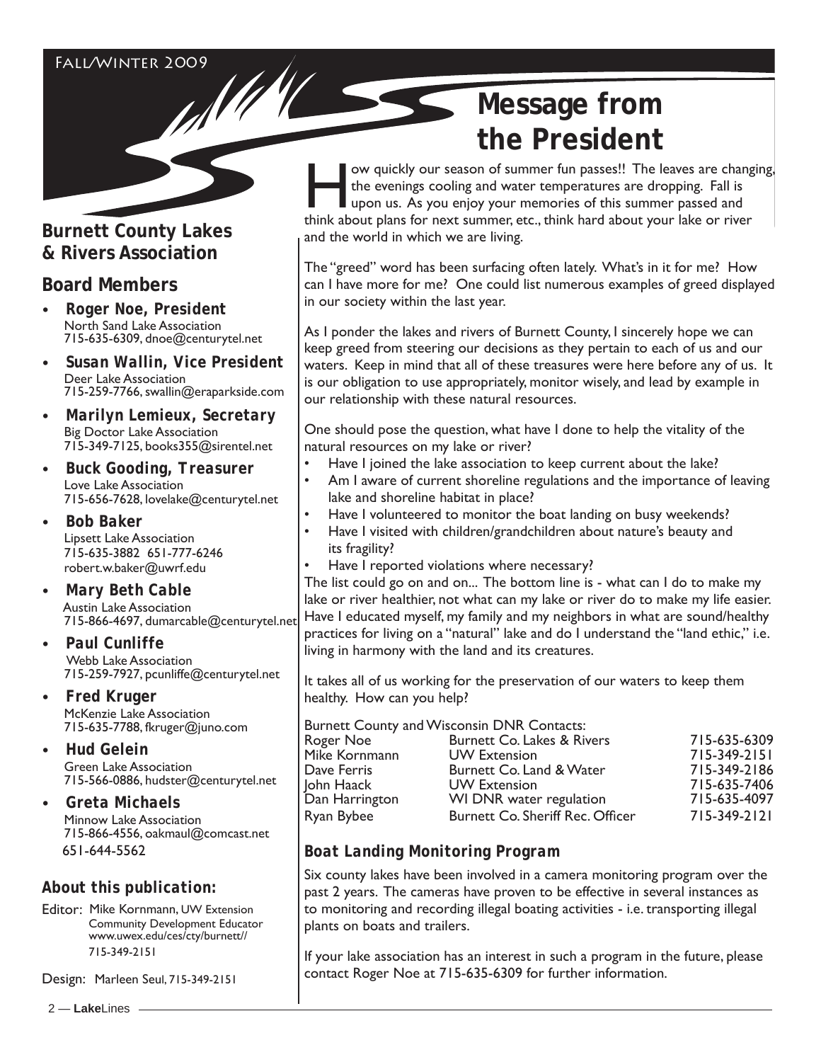# Message from the President

How quickly our season of summer fun passes!! The leaves are changing, the evenings cooling and water temperatures are dropping. Fall is upon us. As you enjoy your memories of this summer passed and think about plans for next summer, etc., think hard about your lake or river and the world in which we are living.

The "greed" word has been surfacing often lately. What's in it for me? How can I have more for me? One could list numerous examples of greed displayed in our society within the last year.

As I ponder the lakes and rivers of Burnett County, I sincerely hope we can keep greed from steering our decisions as they pertain to each of us and our waters. Keep in mind that all of these treasures were here before any of us. It is our obligation to use appropriately, monitor wisely, and lead by example in our relationship with these natural resources.

One should pose the question, what have I done to help the vitality of the natural resources on my lake or river?

- Have I joined the lake association to keep current about the lake?
- Am I aware of current shoreline regulations and the importance of leaving lake and shoreline habitat in place?
- Have I volunteered to monitor the boat landing on busy weekends?
- Have I visited with children/grandchildren about nature's beauty and its fragility?
- Have I reported violations where necessary?

The list could go on and on... The bottom line is - what can I do to make my lake or river healthier, not what can my lake or river do to make my life easier. Have I educated myself, my family and my neighbors in what are sound/healthy practices for living on a "natural" lake and do I understand the "land ethic," i.e. living in harmony with the land and its creatures.

It takes all of us working for the preservation of our waters to keep them healthy. How can you help?

Burnett County and Wisconsin DNR Contacts:

| | | |
|---|---|---|
| Roger Noe | Burnett Co. Lakes & Rivers | 715-635-6309 |
| Mike Kornmann | UW Extension | 715-349-2151 |
| Dave Ferris | Burnett Co. Land & Water | 715-349-2186 |
| John Haack | UW Extension | 715-635-7406 |
| Dan Harrington | WI DNR water regulation | 715-635-4097 |
| Ryan Bybee | Burnett Co. Sheriff Rec. Officer | 715-349-2121 |

### Boat Landing Monitoring Program

Six county lakes have been involved in a camera monitoring program over the past 2 years. The cameras have proven to be effective in several instances as to monitoring and recording illegal boating activities - i.e. transporting illegal plants on boats and trailers.

If your lake association has an interest in such a program in the future, please contact Roger Noe at 715-635-6309 for further information.

## Burnett County Lakes & Rivers Association

### Board Members

- **Roger Noe, President**
  North Sand Lake Association
  715-635-6309, dnoe@centurytel.net
- **Susan Wallin, Vice President**
  Deer Lake Association
  715-259-7766, swallin@eraparkside.com
- **Marilyn Lemieux, Secretary**
  Big Doctor Lake Association
  715-349-7125, books355@sirentel.net
- **Buck Gooding, Treasurer**
  Love Lake Association
  715-656-7628, lovelake@centurytel.net
- **Bob Baker**
  Lipsett Lake Association
  715-635-3882 651-777-6246
  robert.w.baker@uwrf.edu
- **Mary Beth Cable**
  Austin Lake Association
  715-866-4697, dumarcable@centurytel.net
- **Paul Cunliffe**
  Webb Lake Association
  715-259-7927, pcunliffe@centurytel.net
- **Fred Kruger**
  McKenzie Lake Association
  715-635-7788, fkruger@juno.com
- **Hud Gelein**
  Green Lake Association
  715-566-0886, hudster@centurytel.net
- **Greta Michaels**
  Minnow Lake Association
  715-866-4556, oakmaul@comcast.net
  651-644-5562

### About this publication:

Editor: Mike Kornmann, UW Extension Community Development Educator
www.uwex.edu/ces/cty/burnett//
715-349-2151

Design: Marleen Seul, 715-349-2151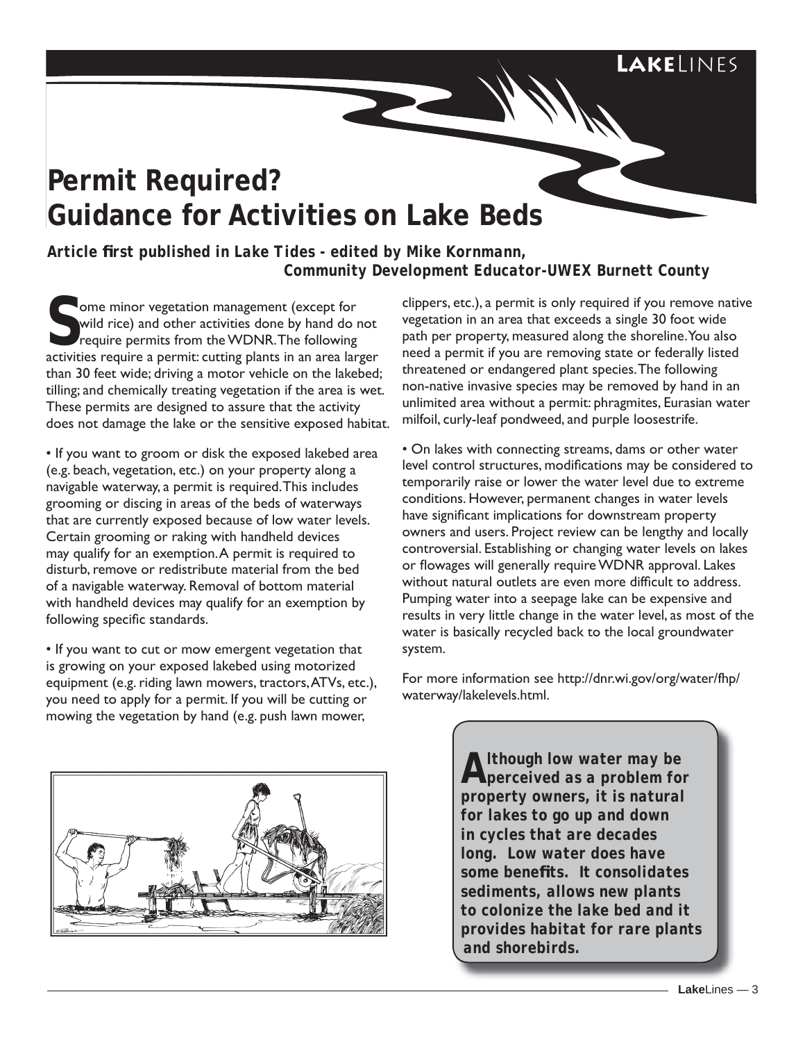# Permit Required? Guidance for Activities on Lake Beds

***Article first published in Lake Tides - edited by Mike Kornmann, Community Development Educator-UWEX Burnett County***

Some minor vegetation management (except for wild rice) and other activities done by hand do not require permits from the WDNR. The following activities require a permit: cutting plants in an area larger than 30 feet wide; driving a motor vehicle on the lakebed; tilling; and chemically treating vegetation if the area is wet. These permits are designed to assure that the activity does not damage the lake or the sensitive exposed habitat.

• If you want to groom or disk the exposed lakebed area (e.g. beach, vegetation, etc.) on your property along a navigable waterway, a permit is required. This includes grooming or discing in areas of the beds of waterways that are currently exposed because of low water levels. Certain grooming or raking with handheld devices may qualify for an exemption. A permit is required to disturb, remove or redistribute material from the bed of a navigable waterway. Removal of bottom material with handheld devices may qualify for an exemption by following specific standards.

• If you want to cut or mow emergent vegetation that is growing on your exposed lakebed using motorized equipment (e.g. riding lawn mowers, tractors, ATVs, etc.), you need to apply for a permit. If you will be cutting or mowing the vegetation by hand (e.g. push lawn mower, clippers, etc.), a permit is only required if you remove native vegetation in an area that exceeds a single 30 foot wide path per property, measured along the shoreline. You also need a permit if you are removing state or federally listed threatened or endangered plant species. The following non-native invasive species may be removed by hand in an unlimited area without a permit: phragmites, Eurasian water milfoil, curly-leaf pondweed, and purple loosestrife.

• On lakes with connecting streams, dams or other water level control structures, modifications may be considered to temporarily raise or lower the water level due to extreme conditions. However, permanent changes in water levels have significant implications for downstream property owners and users. Project review can be lengthy and locally controversial. Establishing or changing water levels on lakes or flowages will generally require WDNR approval. Lakes without natural outlets are even more difficult to address. Pumping water into a seepage lake can be expensive and results in very little change in the water level, as most of the water is basically recycled back to the local groundwater system.

For more information see http://dnr.wi.gov/org/water/fhp/waterway/lakelevels.html.

**Although low water may be perceived as a problem for property owners, it is natural for lakes to go up and down in cycles that are decades long. Low water does have some benefits. It consolidates sediments, allows new plants to colonize the lake bed and it provides habitat for rare plants and shorebirds.**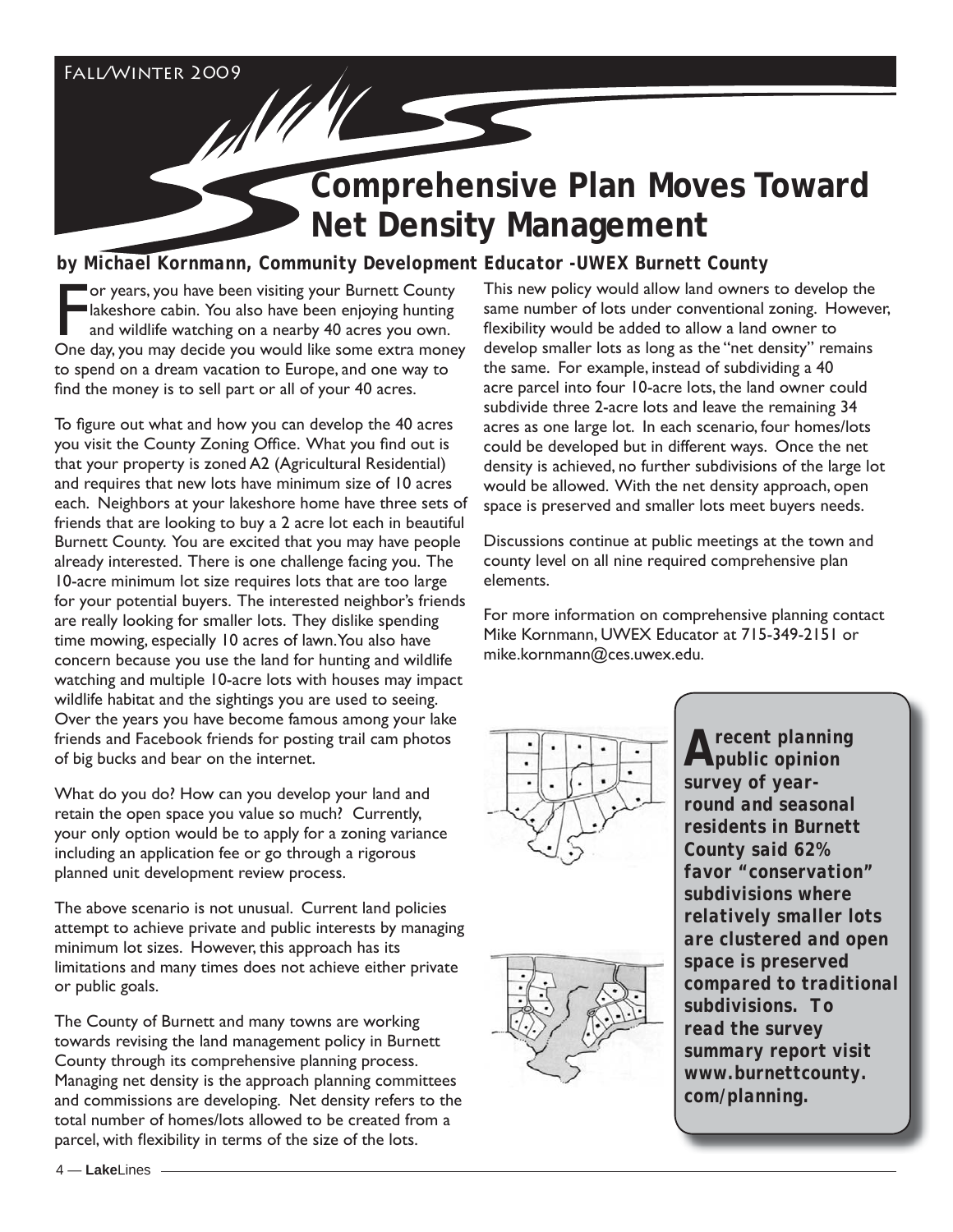# Comprehensive Plan Moves Toward Net Density Management

***by Michael Kornmann, Community Development Educator -UWEX Burnett County***

For years, you have been visiting your Burnett County lakeshore cabin. You also have been enjoying hunting and wildlife watching on a nearby 40 acres you own. One day, you may decide you would like some extra money to spend on a dream vacation to Europe, and one way to find the money is to sell part or all of your 40 acres.

To figure out what and how you can develop the 40 acres you visit the County Zoning Office. What you find out is that your property is zoned A2 (Agricultural Residential) and requires that new lots have minimum size of 10 acres each. Neighbors at your lakeshore home have three sets of friends that are looking to buy a 2 acre lot each in beautiful Burnett County. You are excited that you may have people already interested. There is one challenge facing you. The 10-acre minimum lot size requires lots that are too large for your potential buyers. The interested neighbor's friends are really looking for smaller lots. They dislike spending time mowing, especially 10 acres of lawn. You also have concern because you use the land for hunting and wildlife watching and multiple 10-acre lots with houses may impact wildlife habitat and the sightings you are used to seeing. Over the years you have become famous among your lake friends and Facebook friends for posting trail cam photos of big bucks and bear on the internet.

What do you do? How can you develop your land and retain the open space you value so much? Currently, your only option would be to apply for a zoning variance including an application fee or go through a rigorous planned unit development review process.

The above scenario is not unusual. Current land policies attempt to achieve private and public interests by managing minimum lot sizes. However, this approach has its limitations and many times does not achieve either private or public goals.

The County of Burnett and many towns are working towards revising the land management policy in Burnett County through its comprehensive planning process. Managing net density is the approach planning committees and commissions are developing. Net density refers to the total number of homes/lots allowed to be created from a parcel, with flexibility in terms of the size of the lots.

This new policy would allow land owners to develop the same number of lots under conventional zoning. However, flexibility would be added to allow a land owner to develop smaller lots as long as the "net density" remains the same. For example, instead of subdividing a 40 acre parcel into four 10-acre lots, the land owner could subdivide three 2-acre lots and leave the remaining 34 acres as one large lot. In each scenario, four homes/lots could be developed but in different ways. Once the net density is achieved, no further subdivisions of the large lot would be allowed. With the net density approach, open space is preserved and smaller lots meet buyers needs.

Discussions continue at public meetings at the town and county level on all nine required comprehensive plan elements.

For more information on comprehensive planning contact Mike Kornmann, UWEX Educator at 715-349-2151 or mike.kornmann@ces.uwex.edu.

***A recent planning public opinion survey of year-round and seasonal residents in Burnett County said 62% favor "conservation" subdivisions where relatively smaller lots are clustered and open space is preserved compared to traditional subdivisions. To read the survey summary report visit www.burnettcounty.com/planning.***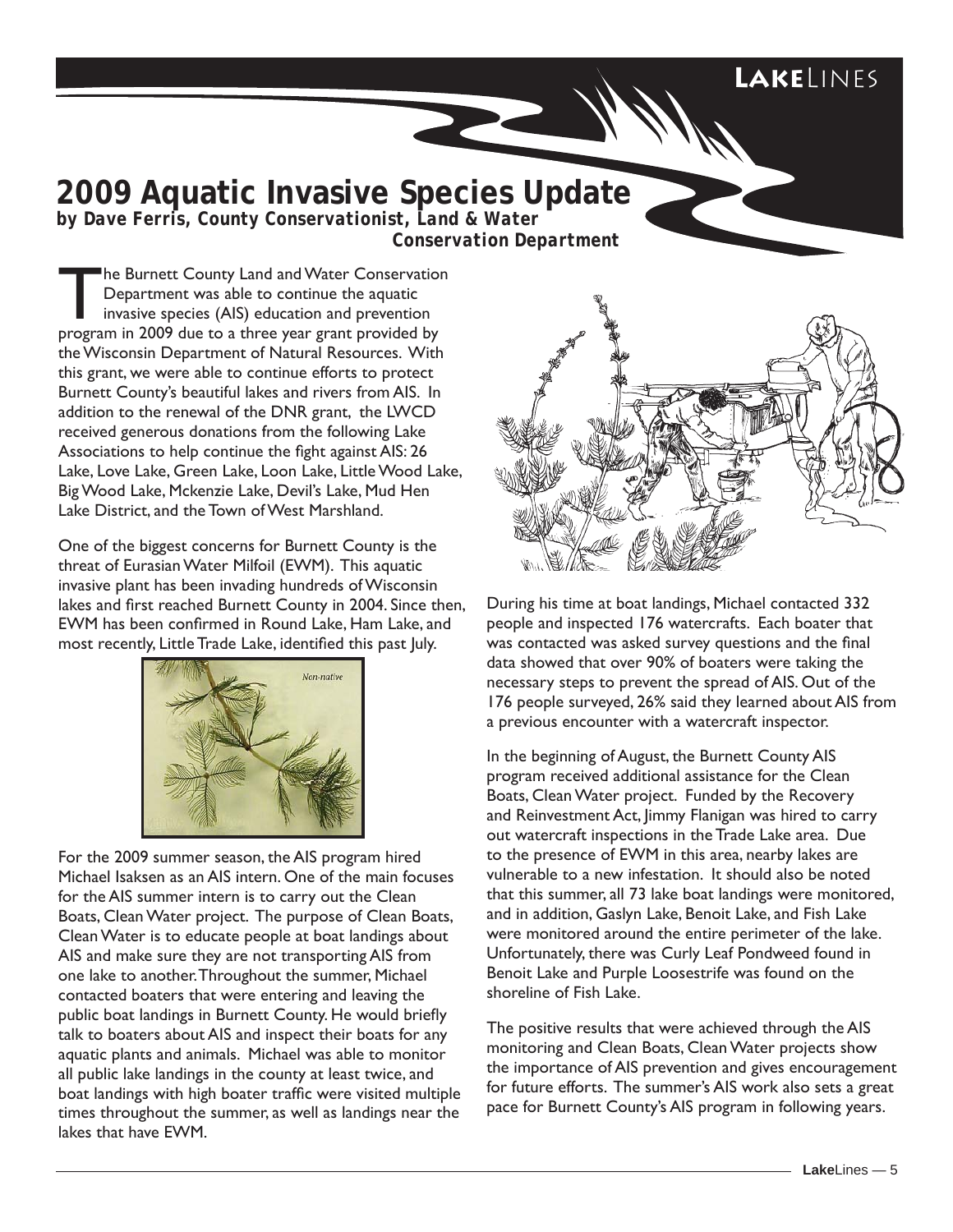# 2009 Aquatic Invasive Species Update

***by Dave Ferris, County Conservationist, Land & Water Conservation Department***

The Burnett County Land and Water Conservation Department was able to continue the aquatic invasive species (AIS) education and prevention program in 2009 due to a three year grant provided by the Wisconsin Department of Natural Resources. With this grant, we were able to continue efforts to protect Burnett County's beautiful lakes and rivers from AIS. In addition to the renewal of the DNR grant, the LWCD received generous donations from the following Lake Associations to help continue the fight against AIS: 26 Lake, Love Lake, Green Lake, Loon Lake, Little Wood Lake, Big Wood Lake, Mckenzie Lake, Devil's Lake, Mud Hen Lake District, and the Town of West Marshland.

One of the biggest concerns for Burnett County is the threat of Eurasian Water Milfoil (EWM). This aquatic invasive plant has been invading hundreds of Wisconsin lakes and first reached Burnett County in 2004. Since then, EWM has been confirmed in Round Lake, Ham Lake, and most recently, Little Trade Lake, identified this past July.

For the 2009 summer season, the AIS program hired Michael Isaksen as an AIS intern. One of the main focuses for the AIS summer intern is to carry out the Clean Boats, Clean Water project. The purpose of Clean Boats, Clean Water is to educate people at boat landings about AIS and make sure they are not transporting AIS from one lake to another. Throughout the summer, Michael contacted boaters that were entering and leaving the public boat landings in Burnett County. He would briefly talk to boaters about AIS and inspect their boats for any aquatic plants and animals. Michael was able to monitor all public lake landings in the county at least twice, and boat landings with high boater traffic were visited multiple times throughout the summer, as well as landings near the lakes that have EWM.

During his time at boat landings, Michael contacted 332 people and inspected 176 watercrafts. Each boater that was contacted was asked survey questions and the final data showed that over 90% of boaters were taking the necessary steps to prevent the spread of AIS. Out of the 176 people surveyed, 26% said they learned about AIS from a previous encounter with a watercraft inspector.

In the beginning of August, the Burnett County AIS program received additional assistance for the Clean Boats, Clean Water project. Funded by the Recovery and Reinvestment Act, Jimmy Flanigan was hired to carry out watercraft inspections in the Trade Lake area. Due to the presence of EWM in this area, nearby lakes are vulnerable to a new infestation. It should also be noted that this summer, all 73 lake boat landings were monitored, and in addition, Gaslyn Lake, Benoit Lake, and Fish Lake were monitored around the entire perimeter of the lake. Unfortunately, there was Curly Leaf Pondweed found in Benoit Lake and Purple Loosestrife was found on the shoreline of Fish Lake.

The positive results that were achieved through the AIS monitoring and Clean Boats, Clean Water projects show the importance of AIS prevention and gives encouragement for future efforts. The summer's AIS work also sets a great pace for Burnett County's AIS program in following years.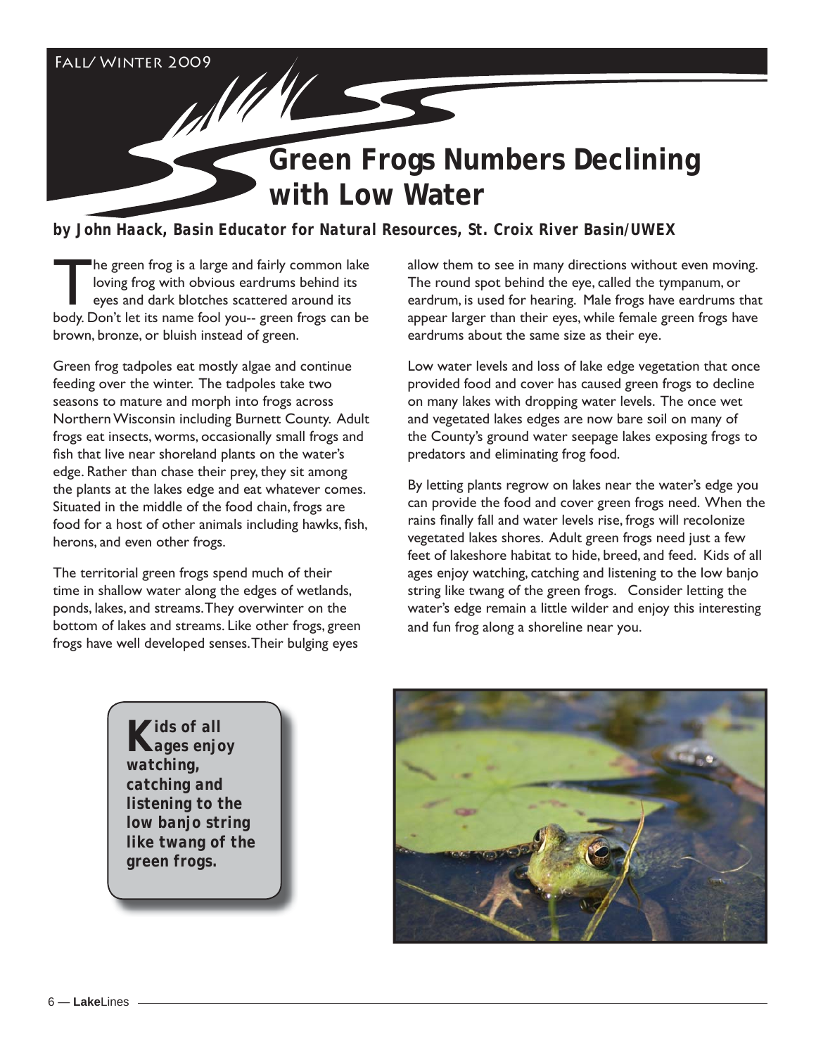# Green Frogs Numbers Declining with Low Water

**by John Haack, Basin Educator for Natural Resources, St. Croix River Basin/UWEX**

The green frog is a large and fairly common lake loving frog with obvious eardrums behind its eyes and dark blotches scattered around its body. Don't let its name fool you-- green frogs can be brown, bronze, or bluish instead of green.

Green frog tadpoles eat mostly algae and continue feeding over the winter. The tadpoles take two seasons to mature and morph into frogs across Northern Wisconsin including Burnett County. Adult frogs eat insects, worms, occasionally small frogs and fish that live near shoreland plants on the water's edge. Rather than chase their prey, they sit among the plants at the lakes edge and eat whatever comes. Situated in the middle of the food chain, frogs are food for a host of other animals including hawks, fish, herons, and even other frogs.

The territorial green frogs spend much of their time in shallow water along the edges of wetlands, ponds, lakes, and streams. They overwinter on the bottom of lakes and streams. Like other frogs, green frogs have well developed senses. Their bulging eyes allow them to see in many directions without even moving. The round spot behind the eye, called the tympanum, or eardrum, is used for hearing. Male frogs have eardrums that appear larger than their eyes, while female green frogs have eardrums about the same size as their eye.

Low water levels and loss of lake edge vegetation that once provided food and cover has caused green frogs to decline on many lakes with dropping water levels. The once wet and vegetated lakes edges are now bare soil on many of the County's ground water seepage lakes exposing frogs to predators and eliminating frog food.

By letting plants regrow on lakes near the water's edge you can provide the food and cover green frogs need. When the rains finally fall and water levels rise, frogs will recolonize vegetated lakes shores. Adult green frogs need just a few feet of lakeshore habitat to hide, breed, and feed. Kids of all ages enjoy watching, catching and listening to the low banjo string like twang of the green frogs. Consider letting the water's edge remain a little wilder and enjoy this interesting and fun frog along a shoreline near you.

***Kids of all ages enjoy watching, catching and listening to the low banjo string like twang of the green frogs.***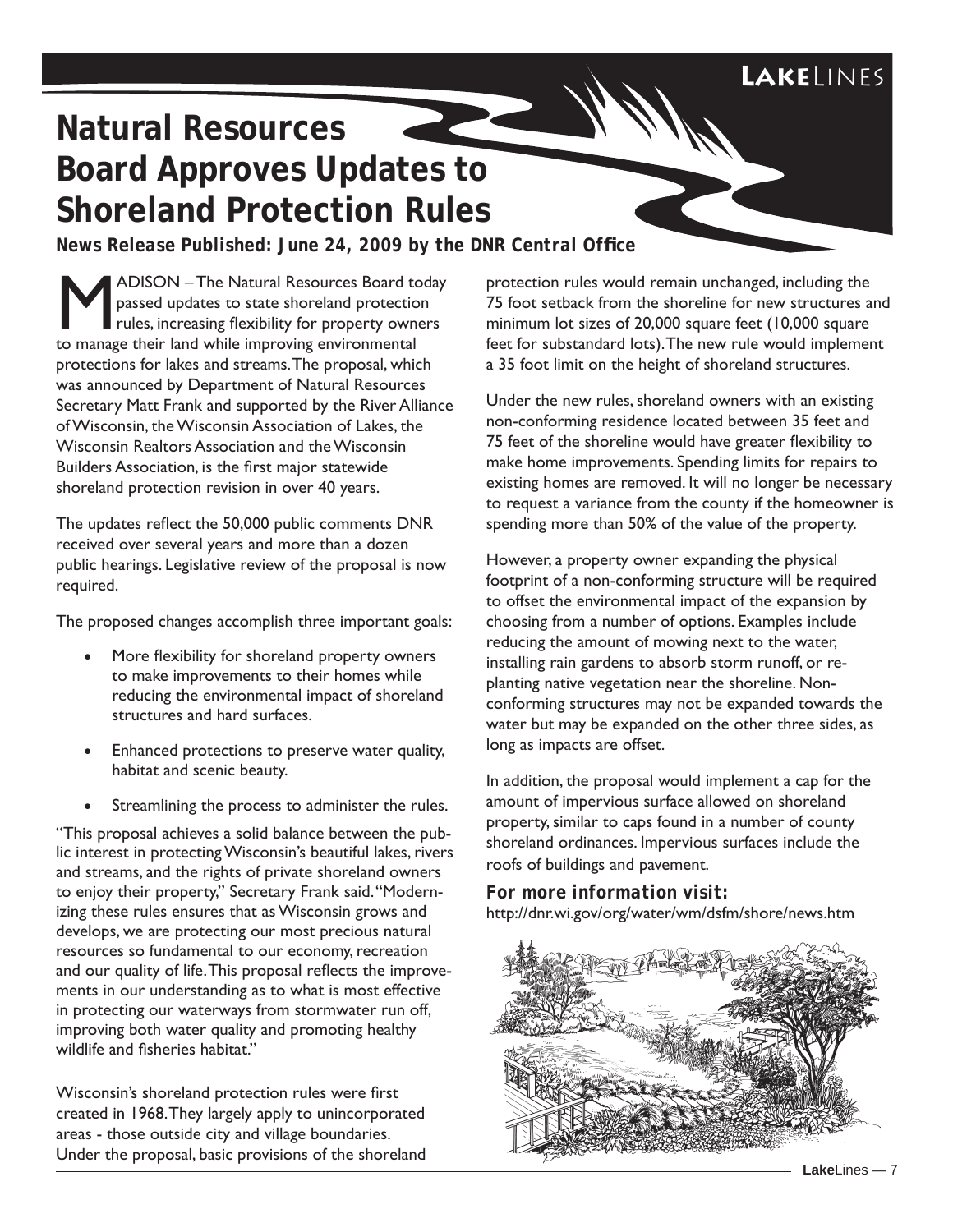# Natural Resources Board Approves Updates to Shoreland Protection Rules

***News Release Published: June 24, 2009 by the DNR Central Office***

MADISON – The Natural Resources Board today passed updates to state shoreland protection rules, increasing flexibility for property owners to manage their land while improving environmental protections for lakes and streams. The proposal, which was announced by Department of Natural Resources Secretary Matt Frank and supported by the River Alliance of Wisconsin, the Wisconsin Association of Lakes, the Wisconsin Realtors Association and the Wisconsin Builders Association, is the first major statewide shoreland protection revision in over 40 years.

The updates reflect the 50,000 public comments DNR received over several years and more than a dozen public hearings. Legislative review of the proposal is now required.

The proposed changes accomplish three important goals:

- More flexibility for shoreland property owners to make improvements to their homes while reducing the environmental impact of shoreland structures and hard surfaces.
- Enhanced protections to preserve water quality, habitat and scenic beauty.
- Streamlining the process to administer the rules.

"This proposal achieves a solid balance between the public interest in protecting Wisconsin's beautiful lakes, rivers and streams, and the rights of private shoreland owners to enjoy their property," Secretary Frank said. "Modernizing these rules ensures that as Wisconsin grows and develops, we are protecting our most precious natural resources so fundamental to our economy, recreation and our quality of life. This proposal reflects the improvements in our understanding as to what is most effective in protecting our waterways from stormwater run off, improving both water quality and promoting healthy wildlife and fisheries habitat."

Wisconsin's shoreland protection rules were first created in 1968. They largely apply to unincorporated areas - those outside city and village boundaries. Under the proposal, basic provisions of the shoreland protection rules would remain unchanged, including the 75 foot setback from the shoreline for new structures and minimum lot sizes of 20,000 square feet (10,000 square feet for substandard lots). The new rule would implement a 35 foot limit on the height of shoreland structures.

Under the new rules, shoreland owners with an existing non-conforming residence located between 35 feet and 75 feet of the shoreline would have greater flexibility to make home improvements. Spending limits for repairs to existing homes are removed. It will no longer be necessary to request a variance from the county if the homeowner is spending more than 50% of the value of the property.

However, a property owner expanding the physical footprint of a non-conforming structure will be required to offset the environmental impact of the expansion by choosing from a number of options. Examples include reducing the amount of mowing next to the water, installing rain gardens to absorb storm runoff, or re-planting native vegetation near the shoreline. Non-conforming structures may not be expanded towards the water but may be expanded on the other three sides, as long as impacts are offset.

In addition, the proposal would implement a cap for the amount of impervious surface allowed on shoreland property, similar to caps found in a number of county shoreland ordinances. Impervious surfaces include the roofs of buildings and pavement.

***For more information visit:***
http://dnr.wi.gov/org/water/wm/dsfm/shore/news.htm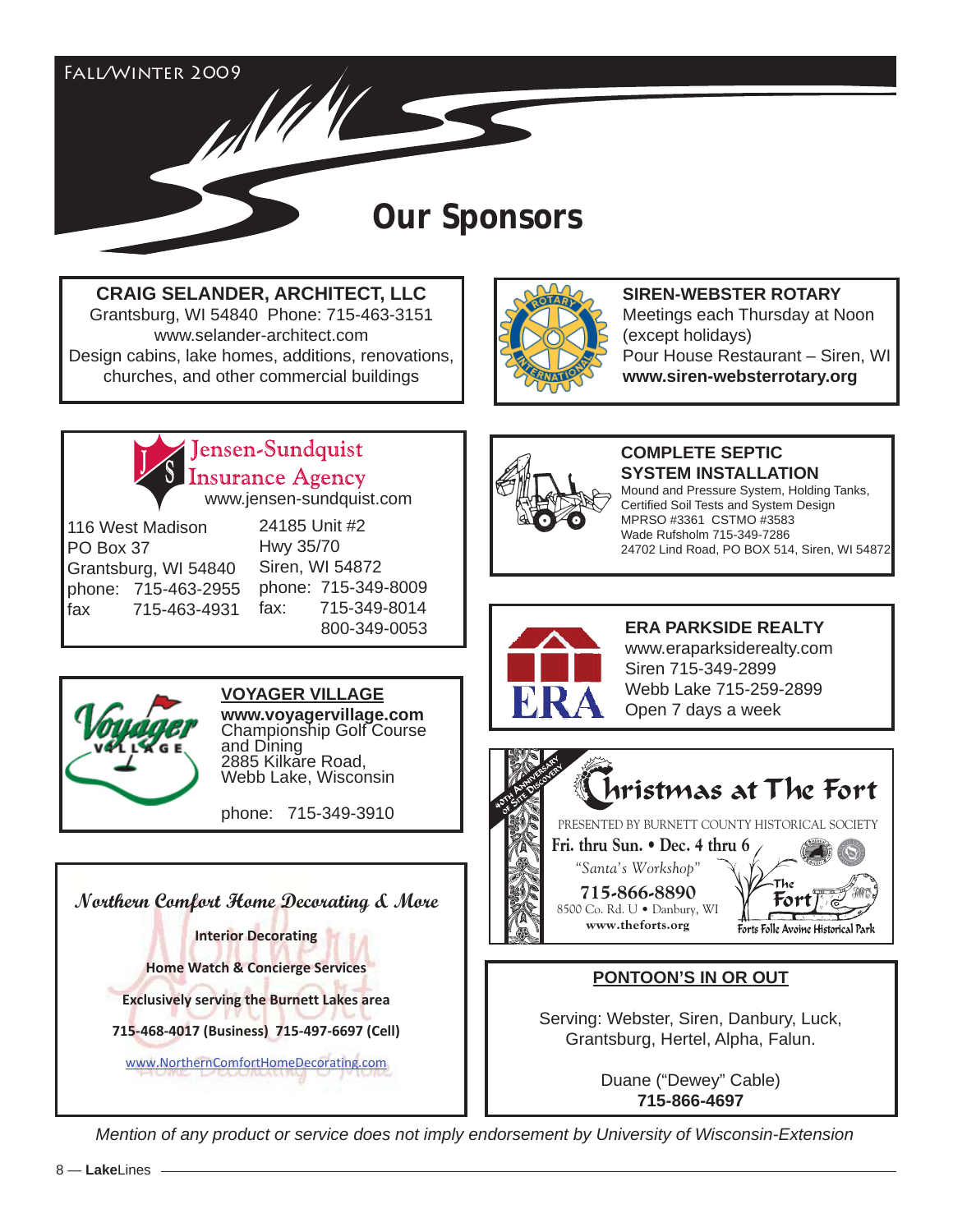# Our Sponsors

**CRAIG SELANDER, ARCHITECT, LLC**
Grantsburg, WI 54840 Phone: 715-463-3151
www.selander-architect.com
Design cabins, lake homes, additions, renovations, churches, and other commercial buildings

**SIREN-WEBSTER ROTARY**
Meetings each Thursday at Noon (except holidays)
Pour House Restaurant – Siren, WI
**www.siren-websterrotary.org**

**Jensen-Sundquist Insurance Agency**
www.jensen-sundquist.com

116 West Madison
PO Box 37
Grantsburg, WI 54840
phone: 715-463-2955
fax 715-463-4931

24185 Unit #2
Hwy 35/70
Siren, WI 54872
phone: 715-349-8009
fax: 715-349-8014
800-349-0053

**COMPLETE SEPTIC SYSTEM INSTALLATION**
Mound and Pressure System, Holding Tanks, Certified Soil Tests and System Design
MPRSO #3361 CSTMO #3583
Wade Rufsholm 715-349-7286
24702 Lind Road, PO BOX 514, Siren, WI 54872

**VOYAGER VILLAGE**
**www.voyagervillage.com**
Championship Golf Course and Dining
2885 Kilkare Road,
Webb Lake, Wisconsin

phone: 715-349-3910

**ERA PARKSIDE REALTY**
www.eraparksiderealty.com
Siren 715-349-2899
Webb Lake 715-259-2899
Open 7 days a week

**Christmas at The Fort**
40th Anniversary of Site Discovery
PRESENTED BY BURNETT COUNTY HISTORICAL SOCIETY
Fri. thru Sun. • Dec. 4 thru 6
"Santa's Workshop"
715-866-8890
8500 Co. Rd. U • Danbury, WI
www.theforts.org
The Fort — Forts Folle Avoine Historical Park

**Northern Comfort Home Decorating & More**
Interior Decorating
Home Watch & Concierge Services
Exclusively serving the Burnett Lakes area
715-468-4017 (Business) 715-497-6697 (Cell)
www.NorthernComfortHomeDecorating.com

**PONTOON'S IN OR OUT**

Serving: Webster, Siren, Danbury, Luck, Grantsburg, Hertel, Alpha, Falun.

Duane ("Dewey" Cable)
**715-866-4697**

*Mention of any product or service does not imply endorsement by University of Wisconsin-Extension*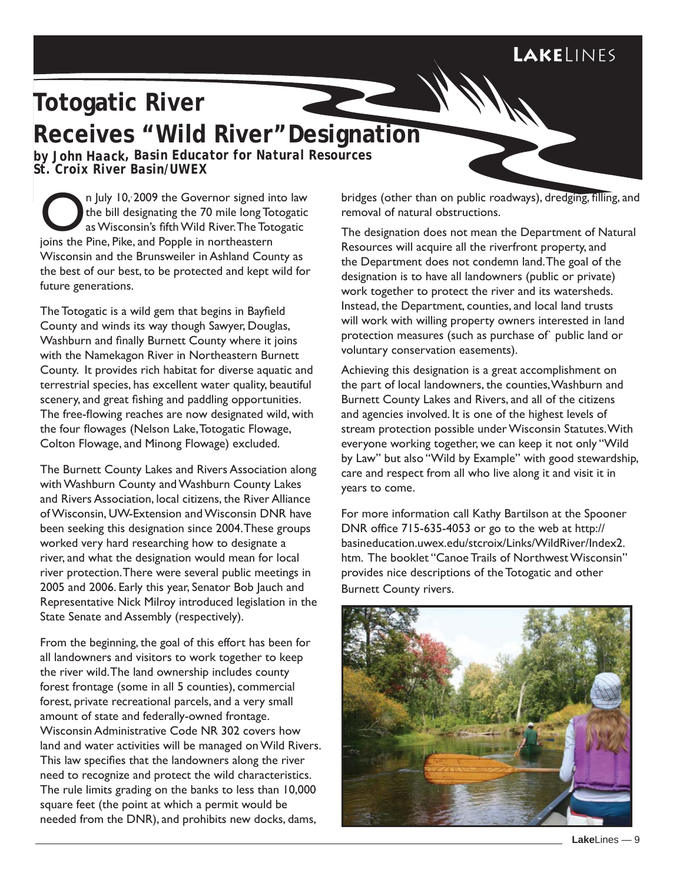# Totogatic River Receives "Wild River" Designation

**by John Haack, Basin Educator for Natural Resources St. Croix River Basin/UWEX**

On July 10, 2009 the Governor signed into law the bill designating the 70 mile long Totogatic as Wisconsin's fifth Wild River. The Totogatic joins the Pine, Pike, and Popple in northeastern Wisconsin and the Brunsweiler in Ashland County as the best of our best, to be protected and kept wild for future generations.

The Totogatic is a wild gem that begins in Bayfield County and winds its way though Sawyer, Douglas, Washburn and finally Burnett County where it joins with the Namekagon River in Northeastern Burnett County. It provides rich habitat for diverse aquatic and terrestrial species, has excellent water quality, beautiful scenery, and great fishing and paddling opportunities. The free-flowing reaches are now designated wild, with the four flowages (Nelson Lake, Totogatic Flowage, Colton Flowage, and Minong Flowage) excluded.

The Burnett County Lakes and Rivers Association along with Washburn County and Washburn County Lakes and Rivers Association, local citizens, the River Alliance of Wisconsin, UW-Extension and Wisconsin DNR have been seeking this designation since 2004. These groups worked very hard researching how to designate a river, and what the designation would mean for local river protection. There were several public meetings in 2005 and 2006. Early this year, Senator Bob Jauch and Representative Nick Milroy introduced legislation in the State Senate and Assembly (respectively).

From the beginning, the goal of this effort has been for all landowners and visitors to work together to keep the river wild. The land ownership includes county forest frontage (some in all 5 counties), commercial forest, private recreational parcels, and a very small amount of state and federally-owned frontage. Wisconsin Administrative Code NR 302 covers how land and water activities will be managed on Wild Rivers. This law specifies that the landowners along the river need to recognize and protect the wild characteristics. The rule limits grading on the banks to less than 10,000 square feet (the point at which a permit would be needed from the DNR), and prohibits new docks, dams, bridges (other than on public roadways), dredging, filling, and removal of natural obstructions.

The designation does not mean the Department of Natural Resources will acquire all the riverfront property, and the Department does not condemn land. The goal of the designation is to have all landowners (public or private) work together to protect the river and its watersheds. Instead, the Department, counties, and local land trusts will work with willing property owners interested in land protection measures (such as purchase of` public land or voluntary conservation easements).

Achieving this designation is a great accomplishment on the part of local landowners, the counties, Washburn and Burnett County Lakes and Rivers, and all of the citizens and agencies involved. It is one of the highest levels of stream protection possible under Wisconsin Statutes. With everyone working together, we can keep it not only "Wild by Law" but also "Wild by Example" with good stewardship, care and respect from all who live along it and visit it in years to come.

For more information call Kathy Bartilson at the Spooner DNR office 715-635-4053 or go to the web at http://basineducation.uwex.edu/stcroix/Links/WildRiver/Index2.htm. The booklet "Canoe Trails of Northwest Wisconsin" provides nice descriptions of the Totogatic and other Burnett County rivers.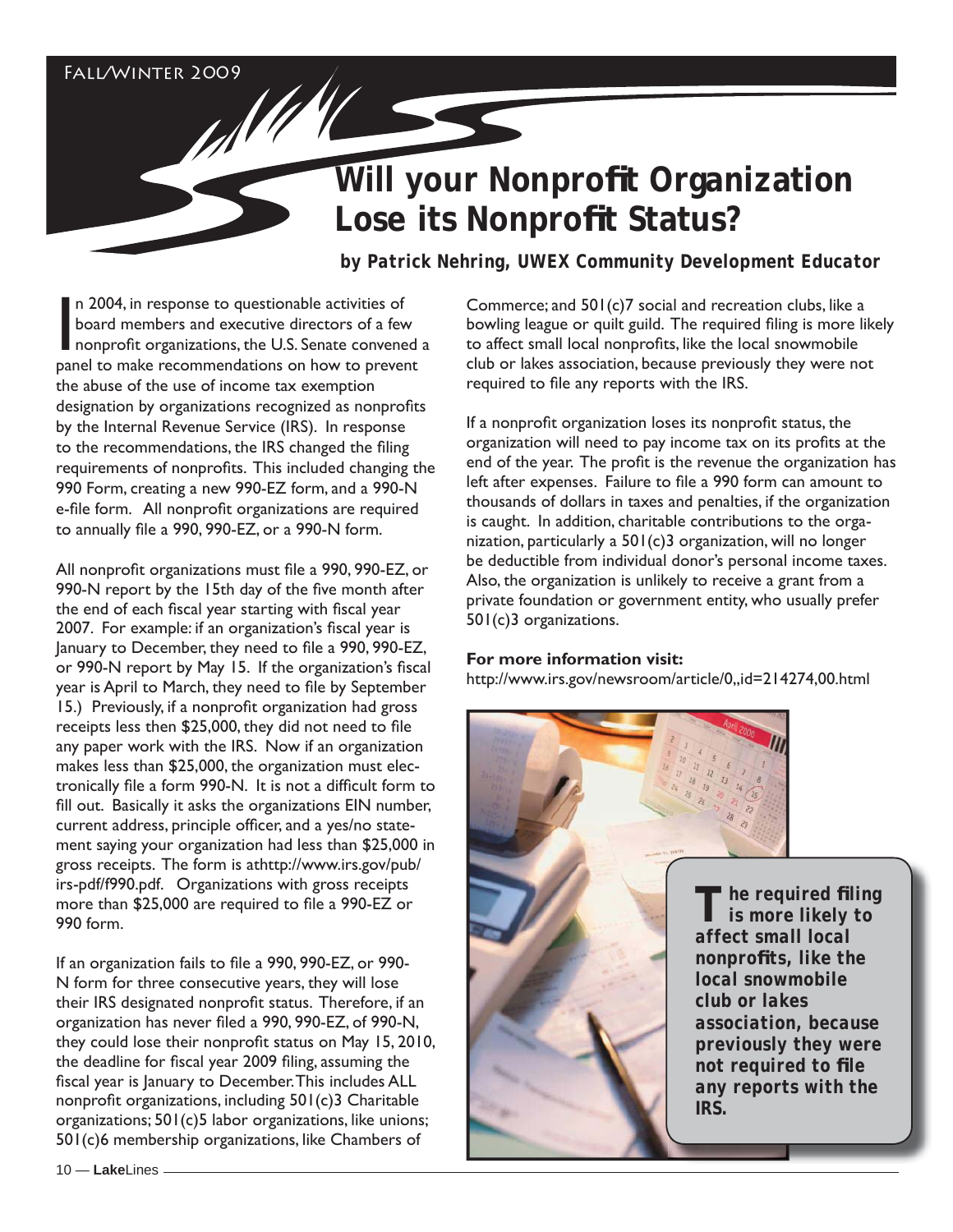# Will your Nonprofit Organization Lose its Nonprofit Status?

**by Patrick Nehring, UWEX Community Development Educator**

In 2004, in response to questionable activities of board members and executive directors of a few nonprofit organizations, the U.S. Senate convened a panel to make recommendations on how to prevent the abuse of the use of income tax exemption designation by organizations recognized as nonprofits by the Internal Revenue Service (IRS). In response to the recommendations, the IRS changed the filing requirements of nonprofits. This included changing the 990 Form, creating a new 990-EZ form, and a 990-N e-file form. All nonprofit organizations are required to annually file a 990, 990-EZ, or a 990-N form.

All nonprofit organizations must file a 990, 990-EZ, or 990-N report by the 15th day of the five month after the end of each fiscal year starting with fiscal year 2007. For example: if an organization's fiscal year is January to December, they need to file a 990, 990-EZ, or 990-N report by May 15. If the organization's fiscal year is April to March, they need to file by September 15.) Previously, if a nonprofit organization had gross receipts less then $25,000, they did not need to file any paper work with the IRS. Now if an organization makes less than $25,000, the organization must electronically file a form 990-N. It is not a difficult form to fill out. Basically it asks the organizations EIN number, current address, principle officer, and a yes/no statement saying your organization had less than $25,000 in gross receipts. The form is athttp://www.irs.gov/pub/irs-pdf/f990.pdf. Organizations with gross receipts more than $25,000 are required to file a 990-EZ or 990 form.

If an organization fails to file a 990, 990-EZ, or 990-N form for three consecutive years, they will lose their IRS designated nonprofit status. Therefore, if an organization has never filed a 990, 990-EZ, of 990-N, they could lose their nonprofit status on May 15, 2010, the deadline for fiscal year 2009 filing, assuming the fiscal year is January to December. This includes ALL nonprofit organizations, including 501(c)3 Charitable organizations; 501(c)5 labor organizations, like unions; 501(c)6 membership organizations, like Chambers of Commerce; and 501(c)7 social and recreation clubs, like a bowling league or quilt guild. The required filing is more likely to affect small local nonprofits, like the local snowmobile club or lakes association, because previously they were not required to file any reports with the IRS.

If a nonprofit organization loses its nonprofit status, the organization will need to pay income tax on its profits at the end of the year. The profit is the revenue the organization has left after expenses. Failure to file a 990 form can amount to thousands of dollars in taxes and penalties, if the organization is caught. In addition, charitable contributions to the organization, particularly a 501(c)3 organization, will no longer be deductible from individual donor's personal income taxes. Also, the organization is unlikely to receive a grant from a private foundation or government entity, who usually prefer 501(c)3 organizations.

**For more information visit:**
http://www.irs.gov/newsroom/article/0,,id=214274,00.html

***The required filing is more likely to affect small local nonprofits, like the local snowmobile club or lakes association, because previously they were not required to file any reports with the IRS.***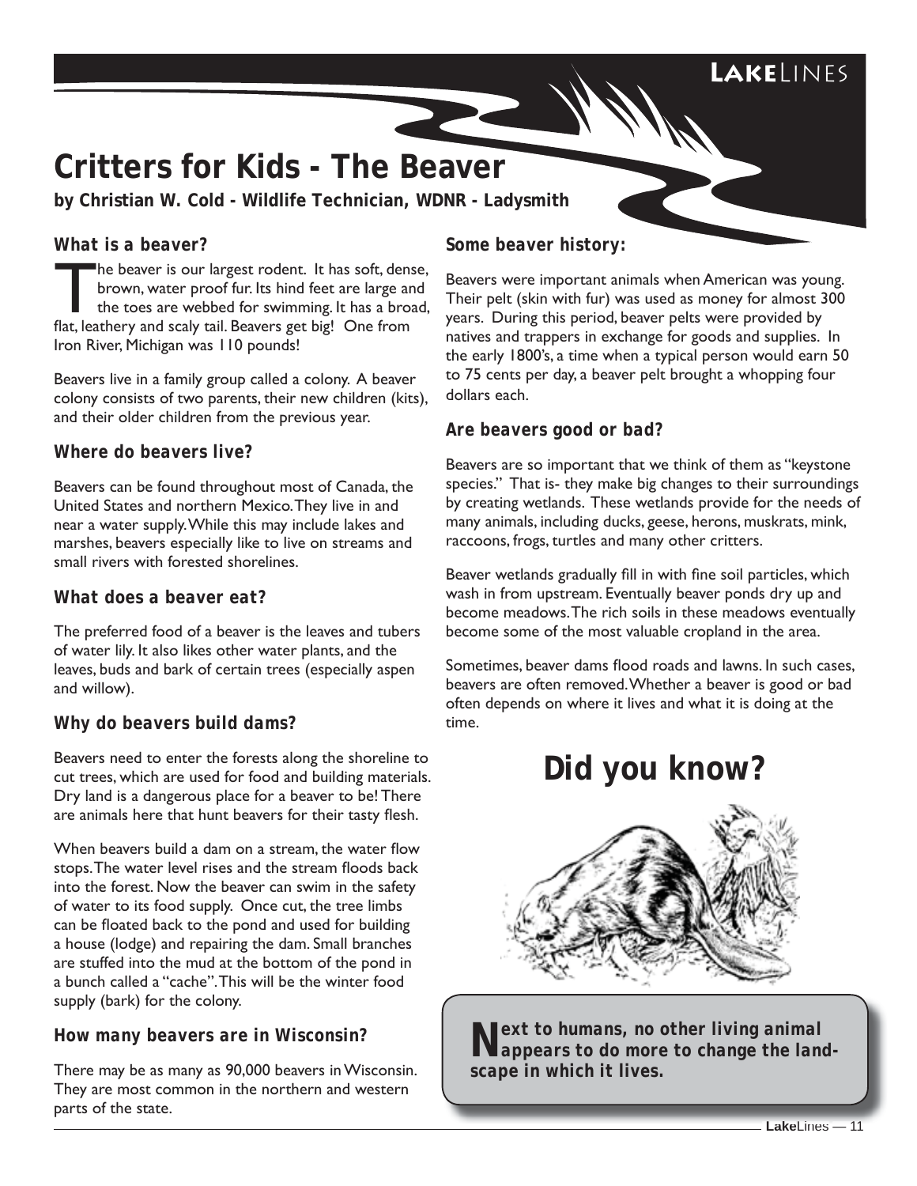# Critters for Kids - The Beaver

**by Christian W. Cold - Wildlife Technician, WDNR - Ladysmith**

## What is a beaver?

The beaver is our largest rodent. It has soft, dense, brown, water proof fur. Its hind feet are large and the toes are webbed for swimming. It has a broad, flat, leathery and scaly tail. Beavers get big! One from Iron River, Michigan was 110 pounds!

Beavers live in a family group called a colony. A beaver colony consists of two parents, their new children (kits), and their older children from the previous year.

## Where do beavers live?

Beavers can be found throughout most of Canada, the United States and northern Mexico. They live in and near a water supply. While this may include lakes and marshes, beavers especially like to live on streams and small rivers with forested shorelines.

## What does a beaver eat?

The preferred food of a beaver is the leaves and tubers of water lily. It also likes other water plants, and the leaves, buds and bark of certain trees (especially aspen and willow).

## Why do beavers build dams?

Beavers need to enter the forests along the shoreline to cut trees, which are used for food and building materials. Dry land is a dangerous place for a beaver to be! There are animals here that hunt beavers for their tasty flesh.

When beavers build a dam on a stream, the water flow stops. The water level rises and the stream floods back into the forest. Now the beaver can swim in the safety of water to its food supply. Once cut, the tree limbs can be floated back to the pond and used for building a house (lodge) and repairing the dam. Small branches are stuffed into the mud at the bottom of the pond in a bunch called a "cache". This will be the winter food supply (bark) for the colony.

## How many beavers are in Wisconsin?

There may be as many as 90,000 beavers in Wisconsin. They are most common in the northern and western parts of the state.

## Some beaver history:

Beavers were important animals when American was young. Their pelt (skin with fur) was used as money for almost 300 years. During this period, beaver pelts were provided by natives and trappers in exchange for goods and supplies. In the early 1800's, a time when a typical person would earn 50 to 75 cents per day, a beaver pelt brought a whopping four dollars each.

## Are beavers good or bad?

Beavers are so important that we think of them as "keystone species." That is- they make big changes to their surroundings by creating wetlands. These wetlands provide for the needs of many animals, including ducks, geese, herons, muskrats, mink, raccoons, frogs, turtles and many other critters.

Beaver wetlands gradually fill in with fine soil particles, which wash in from upstream. Eventually beaver ponds dry up and become meadows. The rich soils in these meadows eventually become some of the most valuable cropland in the area.

Sometimes, beaver dams flood roads and lawns. In such cases, beavers are often removed. Whether a beaver is good or bad often depends on where it lives and what it is doing at the time.

# Did you know?

**Next to humans, no other living animal appears to do more to change the landscape in which it lives.**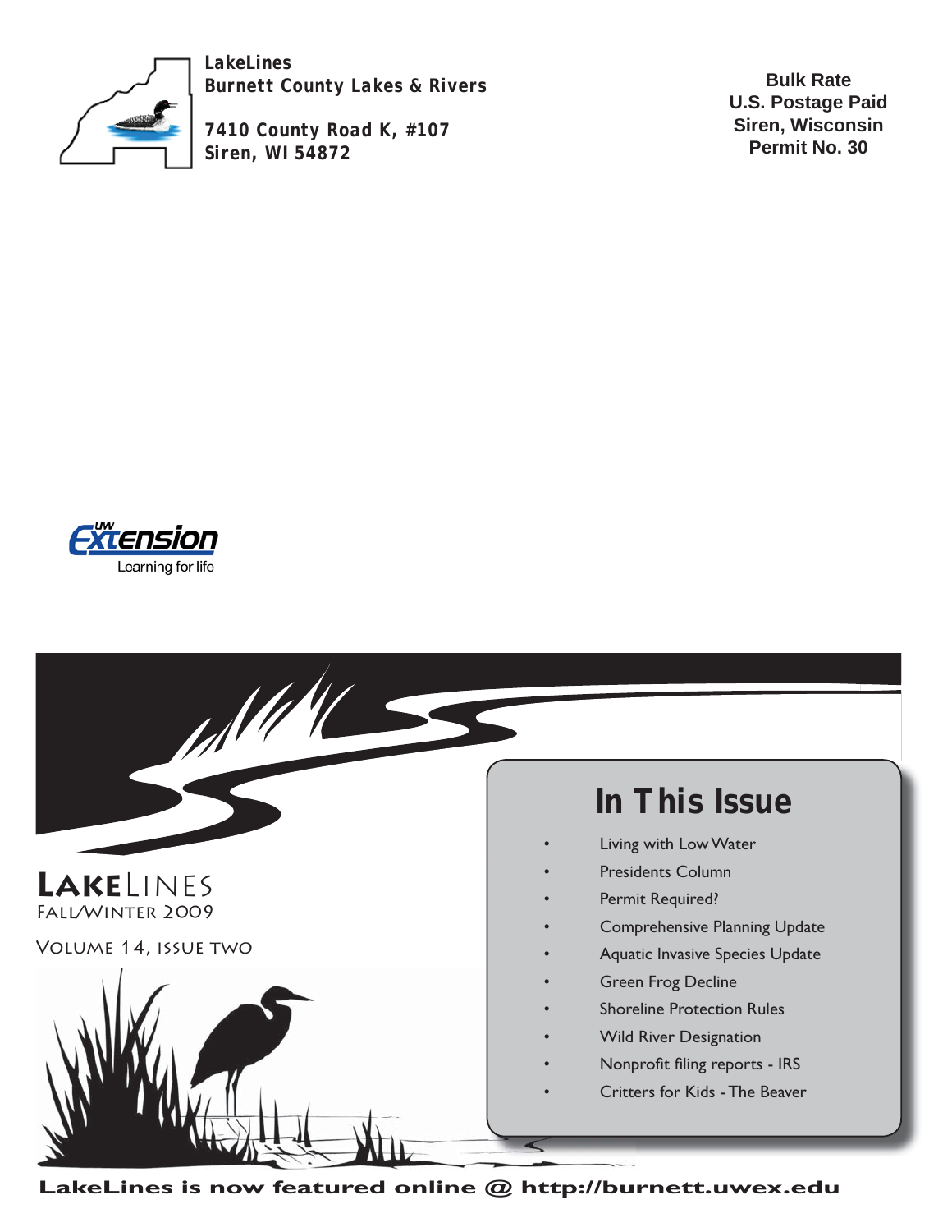LakeLines
Burnett County Lakes & Rivers

7410 County Road K, #107
Siren, WI 54872

Bulk Rate
U.S. Postage Paid
Siren, Wisconsin
Permit No. 30

UW Extension
Learning for life

# LakeLines

Fall/Winter 2009

Volume 14, issue two

## In This Issue

- Living with Low Water
- Presidents Column
- Permit Required?
- Comprehensive Planning Update
- Aquatic Invasive Species Update
- Green Frog Decline
- Shoreline Protection Rules
- Wild River Designation
- Nonprofit filing reports - IRS
- Critters for Kids - The Beaver

**LakeLines is now featured online @ http://burnett.uwex.edu**